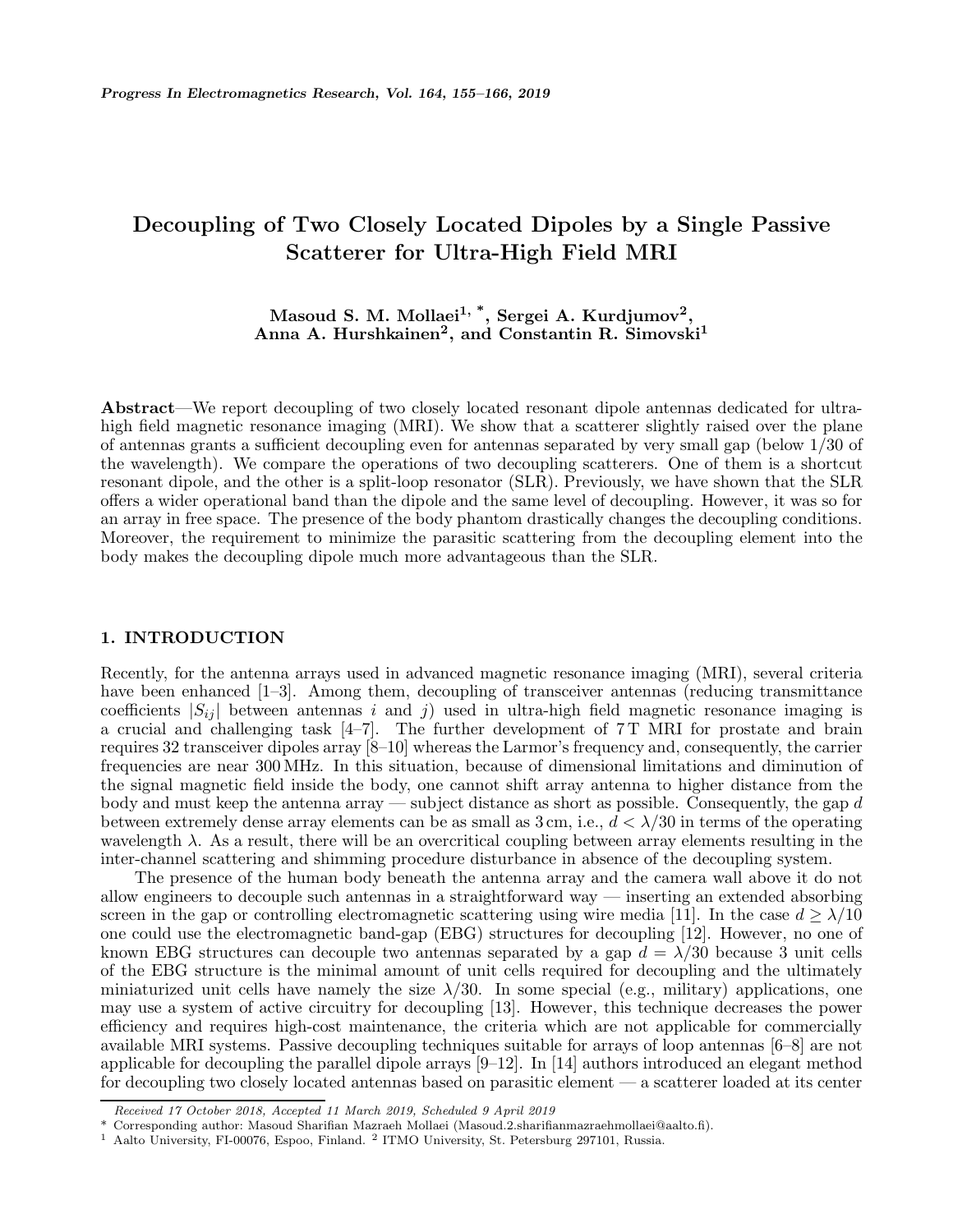# Decoupling of Two Closely Located Dipoles by a Single Passive Scatterer for Ultra-High Field MRI

**Masoud S. M. Mollaei[1, *], Sergei A. Kurdjumov[2], Anna A. Hurshkainen[2], and Constantin R. Simovski[1]**

**Abstract**—We report decoupling of two closely located resonant dipole antennas dedicated for ultra-high field magnetic resonance imaging (MRI). We show that a scatterer slightly raised over the plane of antennas grants a sufficient decoupling even for antennas separated by very small gap (below 1/30 of the wavelength). We compare the operations of two decoupling scatterers. One of them is a shortcut resonant dipole, and the other is a split-loop resonator (SLR). Previously, we have shown that the SLR offers a wider operational band than the dipole and the same level of decoupling. However, it was so for an array in free space. The presence of the body phantom drastically changes the decoupling conditions. Moreover, the requirement to minimize the parasitic scattering from the decoupling element into the body makes the decoupling dipole much more advantageous than the SLR.

## 1. INTRODUCTION

Recently, for the antenna arrays used in advanced magnetic resonance imaging (MRI), several criteria have been enhanced [1–3]. Among them, decoupling of transceiver antennas (reducing transmittance coefficients $|S_{ij}|$ between antennas $i$ and $j$) used in ultra-high field magnetic resonance imaging is a crucial and challenging task [4–7]. The further development of 7 T MRI for prostate and brain requires 32 transceiver dipoles array [8–10] whereas the Larmor's frequency and, consequently, the carrier frequencies are near 300 MHz. In this situation, because of dimensional limitations and diminution of the signal magnetic field inside the body, one cannot shift array antenna to higher distance from the body and must keep the antenna array — subject distance as short as possible. Consequently, the gap $d$ between extremely dense array elements can be as small as 3 cm, i.e., $d < \lambda/30$ in terms of the operating wavelength $\lambda$. As a result, there will be an overcritical coupling between array elements resulting in the inter-channel scattering and shimming procedure disturbance in absence of the decoupling system.

The presence of the human body beneath the antenna array and the camera wall above it do not allow engineers to decouple such antennas in a straightforward way — inserting an extended absorbing screen in the gap or controlling electromagnetic scattering using wire media [11]. In the case $d \geq \lambda/10$ one could use the electromagnetic band-gap (EBG) structures for decoupling [12]. However, no one of known EBG structures can decouple two antennas separated by a gap $d = \lambda/30$ because 3 unit cells of the EBG structure is the minimal amount of unit cells required for decoupling and the ultimately miniaturized unit cells have namely the size $\lambda/30$. In some special (e.g., military) applications, one may use a system of active circuitry for decoupling [13]. However, this technique decreases the power efficiency and requires high-cost maintenance, the criteria which are not applicable for commercially available MRI systems. Passive decoupling techniques suitable for arrays of loop antennas [6–8] are not applicable for decoupling the parallel dipole arrays [9–12]. In [14] authors introduced an elegant method for decoupling two closely located antennas based on parasitic element — a scatterer loaded at its center

*Received 17 October 2018, Accepted 11 March 2019, Scheduled 9 April 2019*

\* Corresponding author: Masoud Sharifian Mazraeh Mollaei (Masoud.2.sharifianmazraehmollaei@aalto.fi).

[1] Aalto University, FI-00076, Espoo, Finland. [2] ITMO University, St. Petersburg 297101, Russia.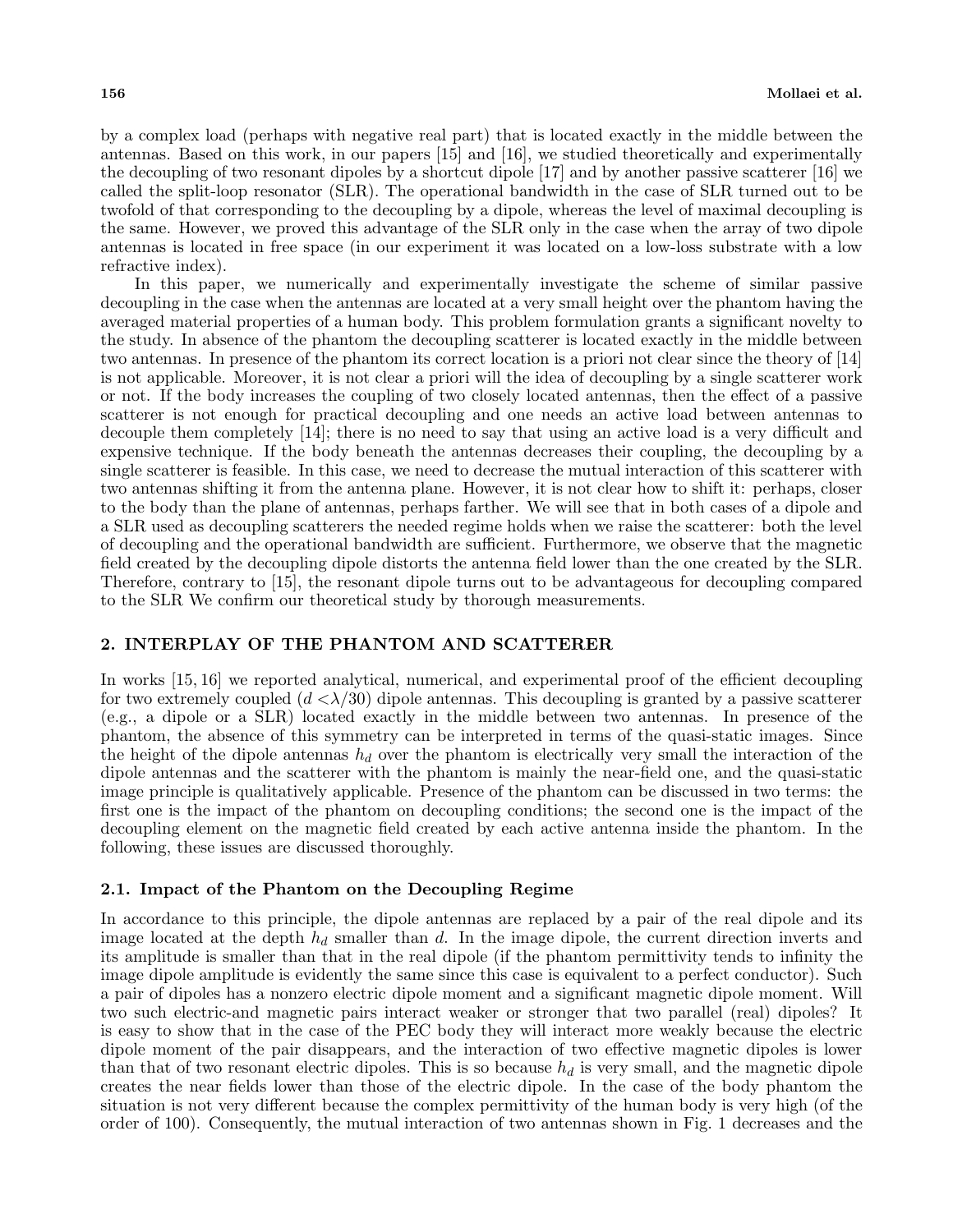by a complex load (perhaps with negative real part) that is located exactly in the middle between the antennas. Based on this work, in our papers [15] and [16], we studied theoretically and experimentally the decoupling of two resonant dipoles by a shortcut dipole [17] and by another passive scatterer [16] we called the split-loop resonator (SLR). The operational bandwidth in the case of SLR turned out to be twofold of that corresponding to the decoupling by a dipole, whereas the level of maximal decoupling is the same. However, we proved this advantage of the SLR only in the case when the array of two dipole antennas is located in free space (in our experiment it was located on a low-loss substrate with a low refractive index).

In this paper, we numerically and experimentally investigate the scheme of similar passive decoupling in the case when the antennas are located at a very small height over the phantom having the averaged material properties of a human body. This problem formulation grants a significant novelty to the study. In absence of the phantom the decoupling scatterer is located exactly in the middle between two antennas. In presence of the phantom its correct location is a priori not clear since the theory of [14] is not applicable. Moreover, it is not clear a priori will the idea of decoupling by a single scatterer work or not. If the body increases the coupling of two closely located antennas, then the effect of a passive scatterer is not enough for practical decoupling and one needs an active load between antennas to decouple them completely [14]; there is no need to say that using an active load is a very difficult and expensive technique. If the body beneath the antennas decreases their coupling, the decoupling by a single scatterer is feasible. In this case, we need to decrease the mutual interaction of this scatterer with two antennas shifting it from the antenna plane. However, it is not clear how to shift it: perhaps, closer to the body than the plane of antennas, perhaps farther. We will see that in both cases of a dipole and a SLR used as decoupling scatterers the needed regime holds when we raise the scatterer: both the level of decoupling and the operational bandwidth are sufficient. Furthermore, we observe that the magnetic field created by the decoupling dipole distorts the antenna field lower than the one created by the SLR. Therefore, contrary to [15], the resonant dipole turns out to be advantageous for decoupling compared to the SLR We confirm our theoretical study by thorough measurements.

## 2. INTERPLAY OF THE PHANTOM AND SCATTERER

In works [15, 16] we reported analytical, numerical, and experimental proof of the efficient decoupling for two extremely coupled ($d < \lambda/30$) dipole antennas. This decoupling is granted by a passive scatterer (e.g., a dipole or a SLR) located exactly in the middle between two antennas. In presence of the phantom, the absence of this symmetry can be interpreted in terms of the quasi-static images. Since the height of the dipole antennas $h_d$ over the phantom is electrically very small the interaction of the dipole antennas and the scatterer with the phantom is mainly the near-field one, and the quasi-static image principle is qualitatively applicable. Presence of the phantom can be discussed in two terms: the first one is the impact of the phantom on decoupling conditions; the second one is the impact of the decoupling element on the magnetic field created by each active antenna inside the phantom. In the following, these issues are discussed thoroughly.

### 2.1. Impact of the Phantom on the Decoupling Regime

In accordance to this principle, the dipole antennas are replaced by a pair of the real dipole and its image located at the depth $h_d$ smaller than $d$. In the image dipole, the current direction inverts and its amplitude is smaller than that in the real dipole (if the phantom permittivity tends to infinity the image dipole amplitude is evidently the same since this case is equivalent to a perfect conductor). Such a pair of dipoles has a nonzero electric dipole moment and a significant magnetic dipole moment. Will two such electric-and magnetic pairs interact weaker or stronger that two parallel (real) dipoles? It is easy to show that in the case of the PEC body they will interact more weakly because the electric dipole moment of the pair disappears, and the interaction of two effective magnetic dipoles is lower than that of two resonant electric dipoles. This is so because $h_d$ is very small, and the magnetic dipole creates the near fields lower than those of the electric dipole. In the case of the body phantom the situation is not very different because the complex permittivity of the human body is very high (of the order of 100). Consequently, the mutual interaction of two antennas shown in Fig. 1 decreases and the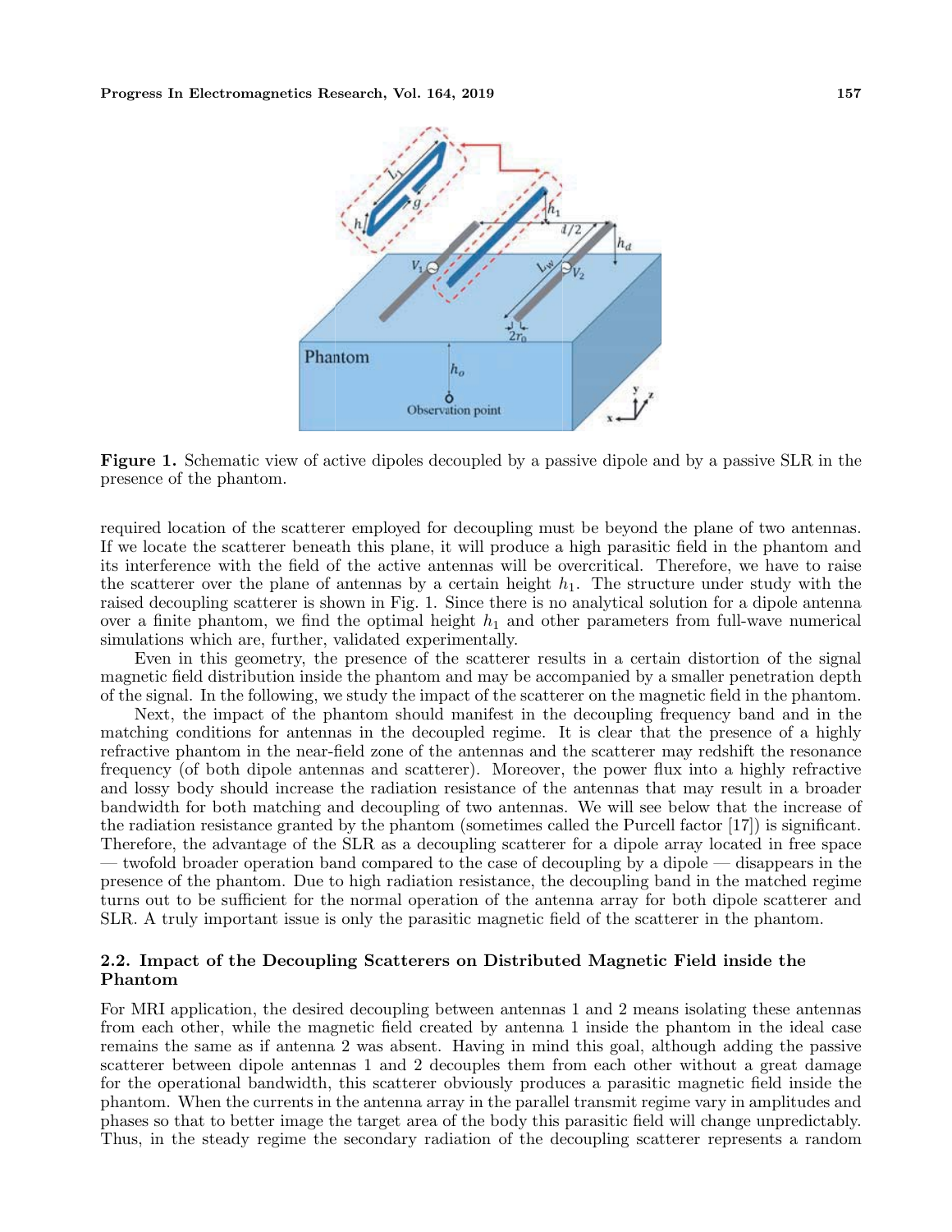**Figure 1.** Schematic view of active dipoles decoupled by a passive dipole and by a passive SLR in the presence of the phantom.

required location of the scatterer employed for decoupling must be beyond the plane of two antennas. If we locate the scatterer beneath this plane, it will produce a high parasitic field in the phantom and its interference with the field of the active antennas will be overcritical. Therefore, we have to raise the scatterer over the plane of antennas by a certain height $h_1$. The structure under study with the raised decoupling scatterer is shown in Fig. 1. Since there is no analytical solution for a dipole antenna over a finite phantom, we find the optimal height $h_1$ and other parameters from full-wave numerical simulations which are, further, validated experimentally.

Even in this geometry, the presence of the scatterer results in a certain distortion of the signal magnetic field distribution inside the phantom and may be accompanied by a smaller penetration depth of the signal. In the following, we study the impact of the scatterer on the magnetic field in the phantom.

Next, the impact of the phantom should manifest in the decoupling frequency band and in the matching conditions for antennas in the decoupled regime. It is clear that the presence of a highly refractive phantom in the near-field zone of the antennas and the scatterer may redshift the resonance frequency (of both dipole antennas and scatterer). Moreover, the power flux into a highly refractive and lossy body should increase the radiation resistance of the antennas that may result in a broader bandwidth for both matching and decoupling of two antennas. We will see below that the increase of the radiation resistance granted by the phantom (sometimes called the Purcell factor [17]) is significant. Therefore, the advantage of the SLR as a decoupling scatterer for a dipole array located in free space — twofold broader operation band compared to the case of decoupling by a dipole — disappears in the presence of the phantom. Due to high radiation resistance, the decoupling band in the matched regime turns out to be sufficient for the normal operation of the antenna array for both dipole scatterer and SLR. A truly important issue is only the parasitic magnetic field of the scatterer in the phantom.

### 2.2. Impact of the Decoupling Scatterers on Distributed Magnetic Field inside the Phantom

For MRI application, the desired decoupling between antennas 1 and 2 means isolating these antennas from each other, while the magnetic field created by antenna 1 inside the phantom in the ideal case remains the same as if antenna 2 was absent. Having in mind this goal, although adding the passive scatterer between dipole antennas 1 and 2 decouples them from each other without a great damage for the operational bandwidth, this scatterer obviously produces a parasitic magnetic field inside the phantom. When the currents in the antenna array in the parallel transmit regime vary in amplitudes and phases so that to better image the target area of the body this parasitic field will change unpredictably. Thus, in the steady regime the secondary radiation of the decoupling scatterer represents a random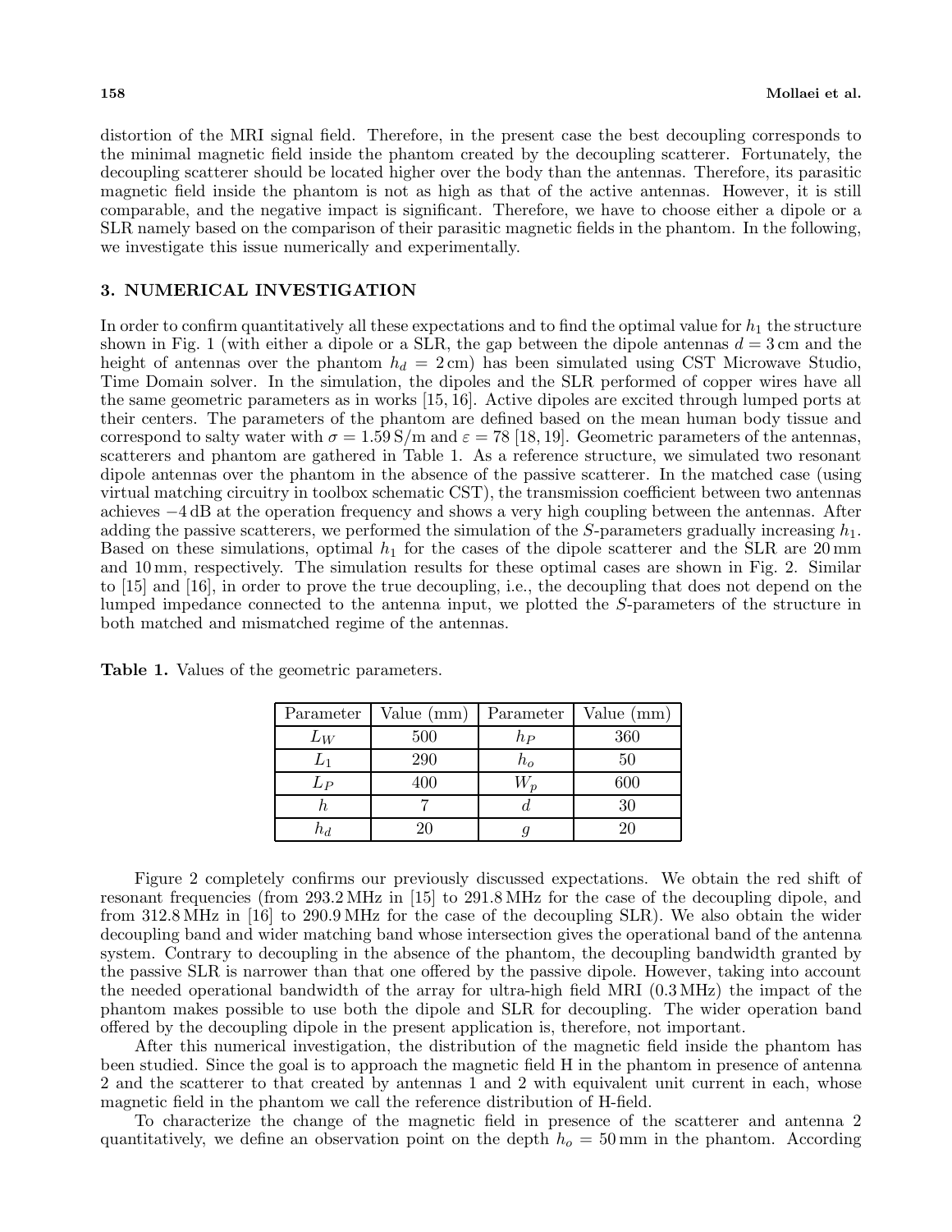distortion of the MRI signal field. Therefore, in the present case the best decoupling corresponds to the minimal magnetic field inside the phantom created by the decoupling scatterer. Fortunately, the decoupling scatterer should be located higher over the body than the antennas. Therefore, its parasitic magnetic field inside the phantom is not as high as that of the active antennas. However, it is still comparable, and the negative impact is significant. Therefore, we have to choose either a dipole or a SLR namely based on the comparison of their parasitic magnetic fields in the phantom. In the following, we investigate this issue numerically and experimentally.

## 3. NUMERICAL INVESTIGATION

In order to confirm quantitatively all these expectations and to find the optimal value for $h_1$ the structure shown in Fig. 1 (with either a dipole or a SLR, the gap between the dipole antennas $d = 3\,\text{cm}$ and the height of antennas over the phantom $h_d = 2\,\text{cm}$) has been simulated using CST Microwave Studio, Time Domain solver. In the simulation, the dipoles and the SLR performed of copper wires have all the same geometric parameters as in works [15, 16]. Active dipoles are excited through lumped ports at their centers. The parameters of the phantom are defined based on the mean human body tissue and correspond to salty water with $\sigma = 1.59\,\text{S/m}$ and $\varepsilon = 78$ [18, 19]. Geometric parameters of the antennas, scatterers and phantom are gathered in Table 1. As a reference structure, we simulated two resonant dipole antennas over the phantom in the absence of the passive scatterer. In the matched case (using virtual matching circuitry in toolbox schematic CST), the transmission coefficient between two antennas achieves $-4\,\text{dB}$ at the operation frequency and shows a very high coupling between the antennas. After adding the passive scatterers, we performed the simulation of the $S$-parameters gradually increasing $h_1$. Based on these simulations, optimal $h_1$ for the cases of the dipole scatterer and the SLR are 20 mm and 10 mm, respectively. The simulation results for these optimal cases are shown in Fig. 2. Similar to [15] and [16], in order to prove the true decoupling, i.e., the decoupling that does not depend on the lumped impedance connected to the antenna input, we plotted the $S$-parameters of the structure in both matched and mismatched regime of the antennas.

**Table 1.** Values of the geometric parameters.

| Parameter | Value (mm) | Parameter | Value (mm) |
|---|---|---|---|
| $L_W$ | 500 | $h_P$ | 360 |
| $L_1$ | 290 | $h_o$ | 50 |
| $L_P$ | 400 | $W_p$ | 600 |
| $h$ | 7 | $d$ | 30 |
| $h_d$ | 20 | $g$ | 20 |

Figure 2 completely confirms our previously discussed expectations. We obtain the red shift of resonant frequencies (from 293.2 MHz in [15] to 291.8 MHz for the case of the decoupling dipole, and from 312.8 MHz in [16] to 290.9 MHz for the case of the decoupling SLR). We also obtain the wider decoupling band and wider matching band whose intersection gives the operational band of the antenna system. Contrary to decoupling in the absence of the phantom, the decoupling bandwidth granted by the passive SLR is narrower than that one offered by the passive dipole. However, taking into account the needed operational bandwidth of the array for ultra-high field MRI (0.3 MHz) the impact of the phantom makes possible to use both the dipole and SLR for decoupling. The wider operation band offered by the decoupling dipole in the present application is, therefore, not important.

After this numerical investigation, the distribution of the magnetic field inside the phantom has been studied. Since the goal is to approach the magnetic field H in the phantom in presence of antenna 2 and the scatterer to that created by antennas 1 and 2 with equivalent unit current in each, whose magnetic field in the phantom we call the reference distribution of H-field.

To characterize the change of the magnetic field in presence of the scatterer and antenna 2 quantitatively, we define an observation point on the depth $h_o = 50\,\text{mm}$ in the phantom. According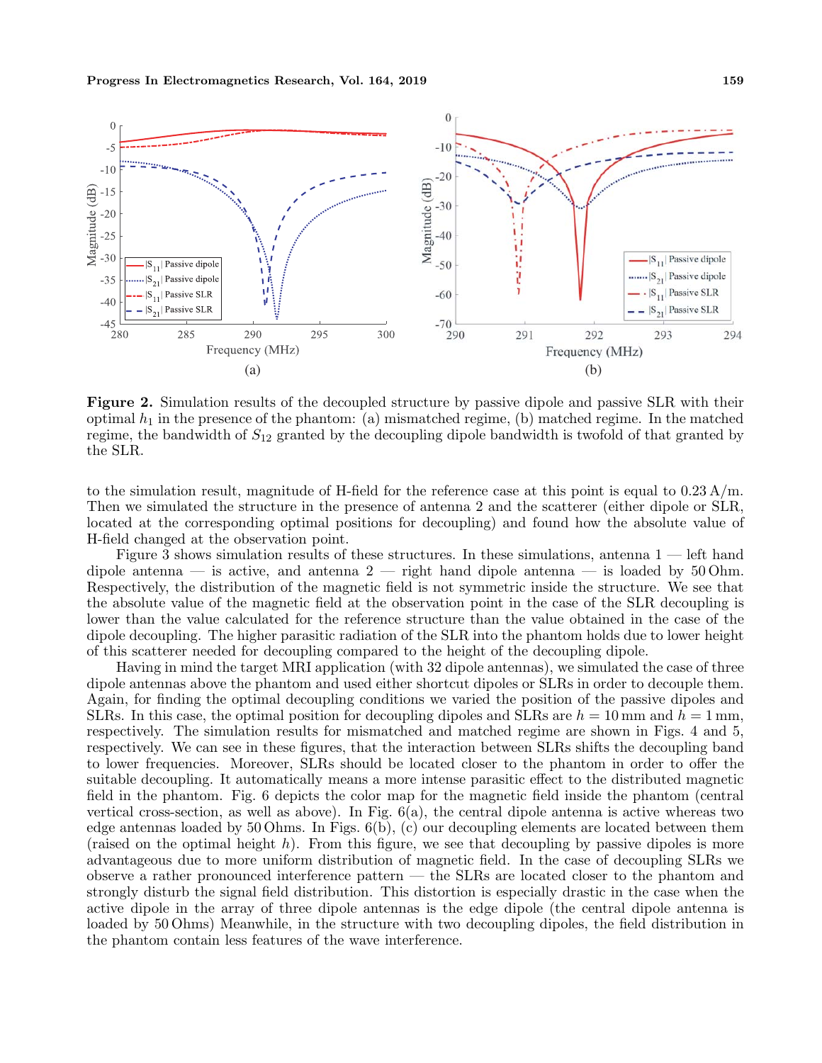**Figure 2.** Simulation results of the decoupled structure by passive dipole and passive SLR with their optimal $h_1$ in the presence of the phantom: (a) mismatched regime, (b) matched regime. In the matched regime, the bandwidth of $S_{12}$ granted by the decoupling dipole bandwidth is twofold of that granted by the SLR.

to the simulation result, magnitude of H-field for the reference case at this point is equal to 0.23 A/m. Then we simulated the structure in the presence of antenna 2 and the scatterer (either dipole or SLR, located at the corresponding optimal positions for decoupling) and found how the absolute value of H-field changed at the observation point.

Figure 3 shows simulation results of these structures. In these simulations, antenna 1 — left hand dipole antenna — is active, and antenna 2 — right hand dipole antenna — is loaded by 50 Ohm. Respectively, the distribution of the magnetic field is not symmetric inside the structure. We see that the absolute value of the magnetic field at the observation point in the case of the SLR decoupling is lower than the value calculated for the reference structure than the value obtained in the case of the dipole decoupling. The higher parasitic radiation of the SLR into the phantom holds due to lower height of this scatterer needed for decoupling compared to the height of the decoupling dipole.

Having in mind the target MRI application (with 32 dipole antennas), we simulated the case of three dipole antennas above the phantom and used either shortcut dipoles or SLRs in order to decouple them. Again, for finding the optimal decoupling conditions we varied the position of the passive dipoles and SLRs. In this case, the optimal position for decoupling dipoles and SLRs are $h = 10$ mm and $h = 1$ mm, respectively. The simulation results for mismatched and matched regime are shown in Figs. 4 and 5, respectively. We can see in these figures, that the interaction between SLRs shifts the decoupling band to lower frequencies. Moreover, SLRs should be located closer to the phantom in order to offer the suitable decoupling. It automatically means a more intense parasitic effect to the distributed magnetic field in the phantom. Fig. 6 depicts the color map for the magnetic field inside the phantom (central vertical cross-section, as well as above). In Fig. 6(a), the central dipole antenna is active whereas two edge antennas loaded by 50 Ohms. In Figs. 6(b), (c) our decoupling elements are located between them (raised on the optimal height $h$). From this figure, we see that decoupling by passive dipoles is more advantageous due to more uniform distribution of magnetic field. In the case of decoupling SLRs we observe a rather pronounced interference pattern — the SLRs are located closer to the phantom and strongly disturb the signal field distribution. This distortion is especially drastic in the case when the active dipole in the array of three dipole antennas is the edge dipole (the central dipole antenna is loaded by 50 Ohms) Meanwhile, in the structure with two decoupling dipoles, the field distribution in the phantom contain less features of the wave interference.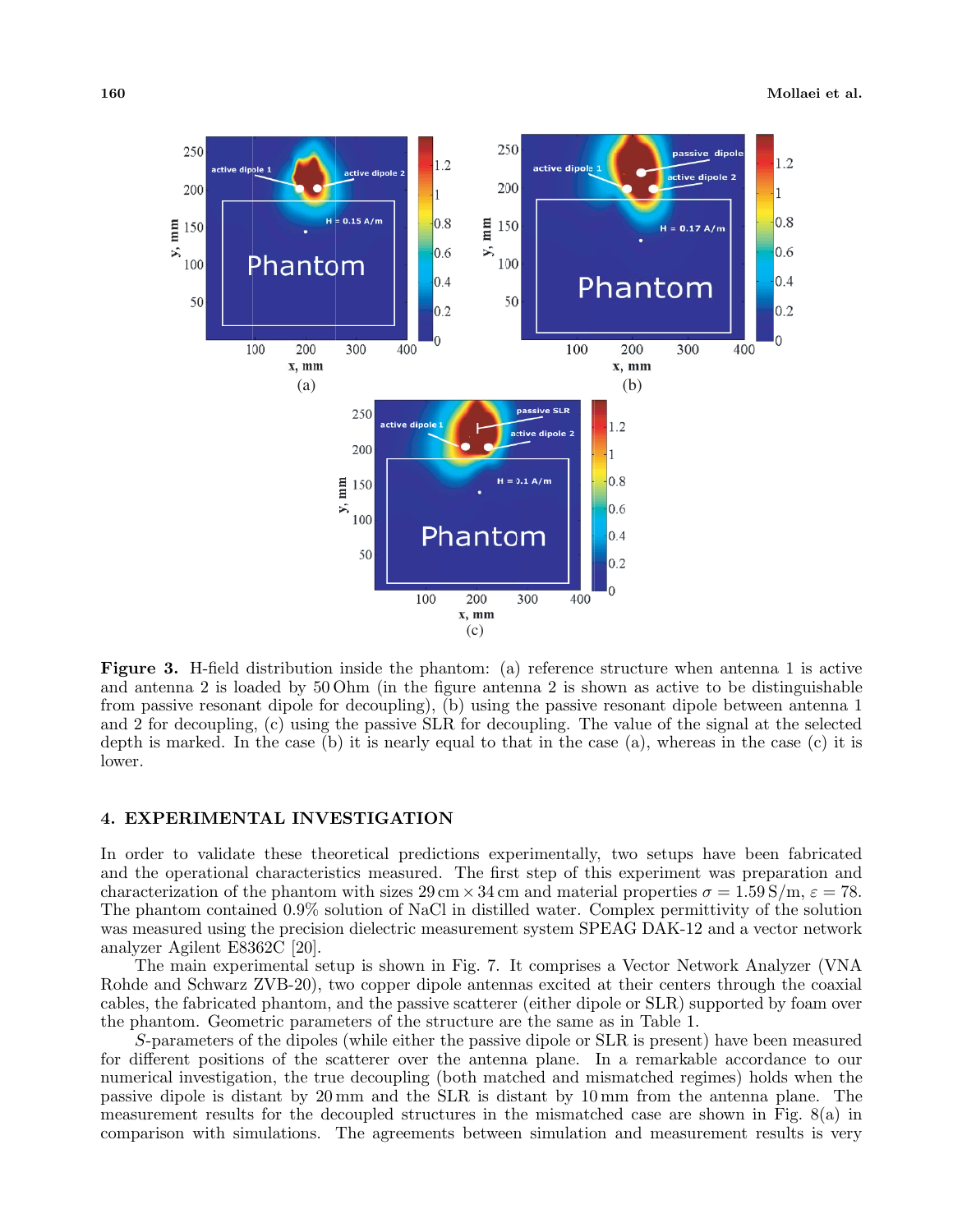**Figure 3.** H-field distribution inside the phantom: (a) reference structure when antenna 1 is active and antenna 2 is loaded by 50 Ohm (in the figure antenna 2 is shown as active to be distinguishable from passive resonant dipole for decoupling), (b) using the passive resonant dipole between antenna 1 and 2 for decoupling, (c) using the passive SLR for decoupling. The value of the signal at the selected depth is marked. In the case (b) it is nearly equal to that in the case (a), whereas in the case (c) it is lower.

## 4. EXPERIMENTAL INVESTIGATION

In order to validate these theoretical predictions experimentally, two setups have been fabricated and the operational characteristics measured. The first step of this experiment was preparation and characterization of the phantom with sizes 29 cm × 34 cm and material properties $\sigma = 1.59$ S/m, $\varepsilon = 78$. The phantom contained 0.9% solution of NaCl in distilled water. Complex permittivity of the solution was measured using the precision dielectric measurement system SPEAG DAK-12 and a vector network analyzer Agilent E8362C [20].

The main experimental setup is shown in Fig. 7. It comprises a Vector Network Analyzer (VNA Rohde and Schwarz ZVB-20), two copper dipole antennas excited at their centers through the coaxial cables, the fabricated phantom, and the passive scatterer (either dipole or SLR) supported by foam over the phantom. Geometric parameters of the structure are the same as in Table 1.

*S*-parameters of the dipoles (while either the passive dipole or SLR is present) have been measured for different positions of the scatterer over the antenna plane. In a remarkable accordance to our numerical investigation, the true decoupling (both matched and mismatched regimes) holds when the passive dipole is distant by 20 mm and the SLR is distant by 10 mm from the antenna plane. The measurement results for the decoupled structures in the mismatched case are shown in Fig. 8(a) in comparison with simulations. The agreements between simulation and measurement results is very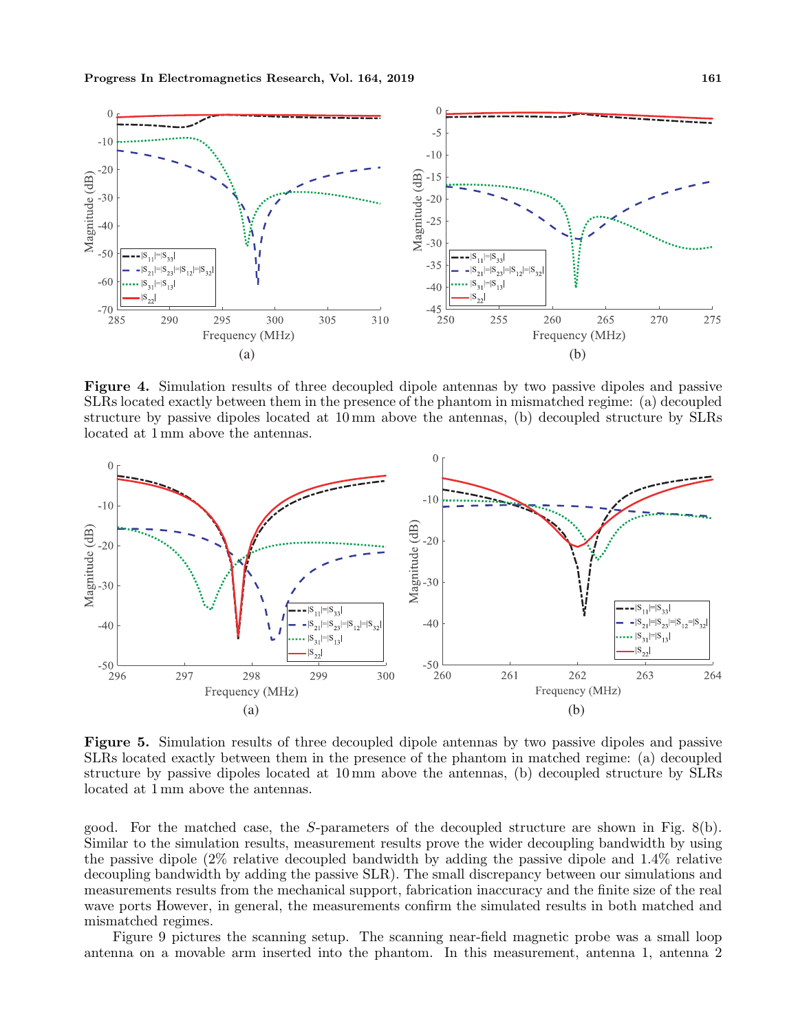**Figure 4.** Simulation results of three decoupled dipole antennas by two passive dipoles and passive SLRs located exactly between them in the presence of the phantom in mismatched regime: (a) decoupled structure by passive dipoles located at 10 mm above the antennas, (b) decoupled structure by SLRs located at 1 mm above the antennas.

**Figure 5.** Simulation results of three decoupled dipole antennas by two passive dipoles and passive SLRs located exactly between them in the presence of the phantom in matched regime: (a) decoupled structure by passive dipoles located at 10 mm above the antennas, (b) decoupled structure by SLRs located at 1 mm above the antennas.

good. For the matched case, the *S*-parameters of the decoupled structure are shown in Fig. 8(b). Similar to the simulation results, measurement results prove the wider decoupling bandwidth by using the passive dipole (2% relative decoupled bandwidth by adding the passive dipole and 1.4% relative decoupling bandwidth by adding the passive SLR). The small discrepancy between our simulations and measurements results from the mechanical support, fabrication inaccuracy and the finite size of the real wave ports However, in general, the measurements confirm the simulated results in both matched and mismatched regimes.

Figure 9 pictures the scanning setup. The scanning near-field magnetic probe was a small loop antenna on a movable arm inserted into the phantom. In this measurement, antenna 1, antenna 2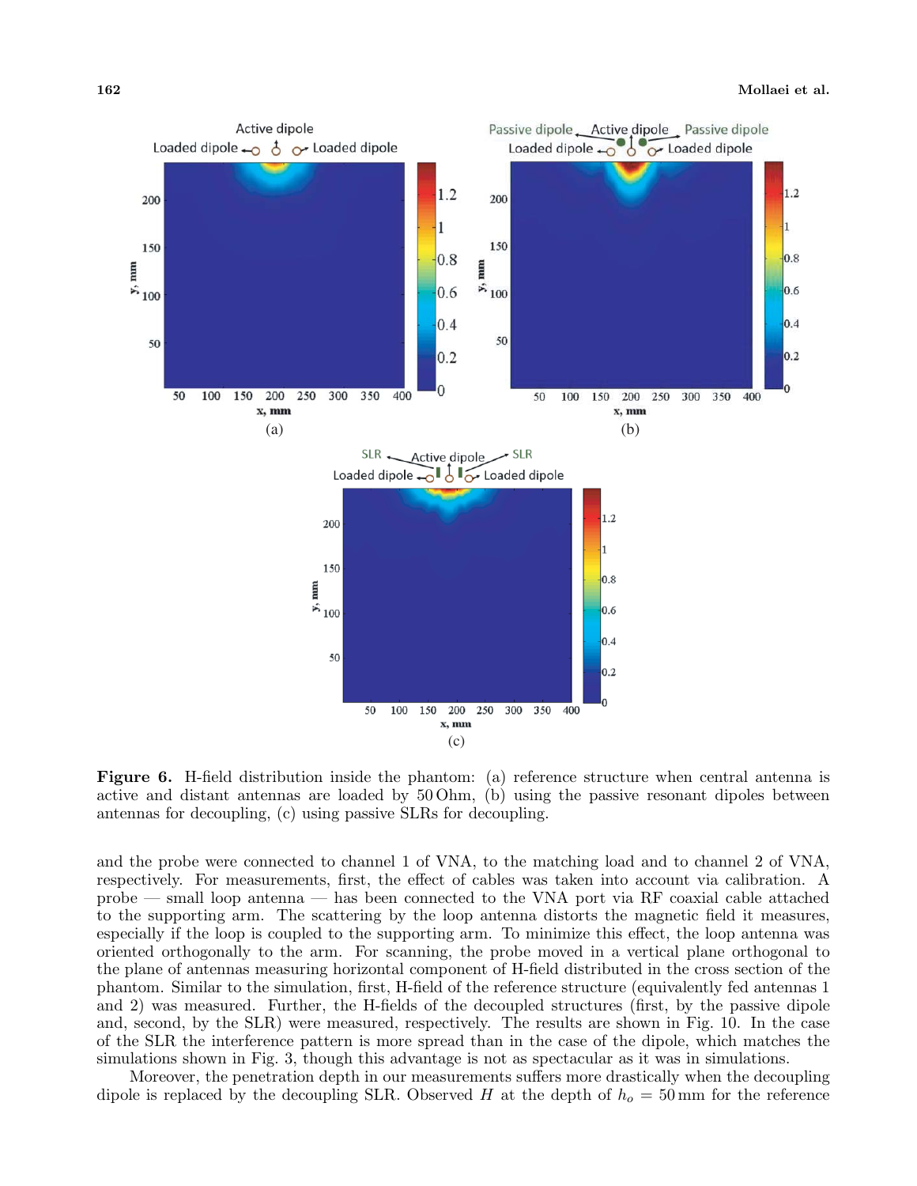**Figure 6.** H-field distribution inside the phantom: (a) reference structure when central antenna is active and distant antennas are loaded by 50 Ohm, (b) using the passive resonant dipoles between antennas for decoupling, (c) using passive SLRs for decoupling.

and the probe were connected to channel 1 of VNA, to the matching load and to channel 2 of VNA, respectively. For measurements, first, the effect of cables was taken into account via calibration. A probe — small loop antenna — has been connected to the VNA port via RF coaxial cable attached to the supporting arm. The scattering by the loop antenna distorts the magnetic field it measures, especially if the loop is coupled to the supporting arm. To minimize this effect, the loop antenna was oriented orthogonally to the arm. For scanning, the probe moved in a vertical plane orthogonal to the plane of antennas measuring horizontal component of H-field distributed in the cross section of the phantom. Similar to the simulation, first, H-field of the reference structure (equivalently fed antennas 1 and 2) was measured. Further, the H-fields of the decoupled structures (first, by the passive dipole and, second, by the SLR) were measured, respectively. The results are shown in Fig. 10. In the case of the SLR the interference pattern is more spread than in the case of the dipole, which matches the simulations shown in Fig. 3, though this advantage is not as spectacular as it was in simulations.

Moreover, the penetration depth in our measurements suffers more drastically when the decoupling dipole is replaced by the decoupling SLR. Observed $H$ at the depth of $h_o = 50\,\text{mm}$ for the reference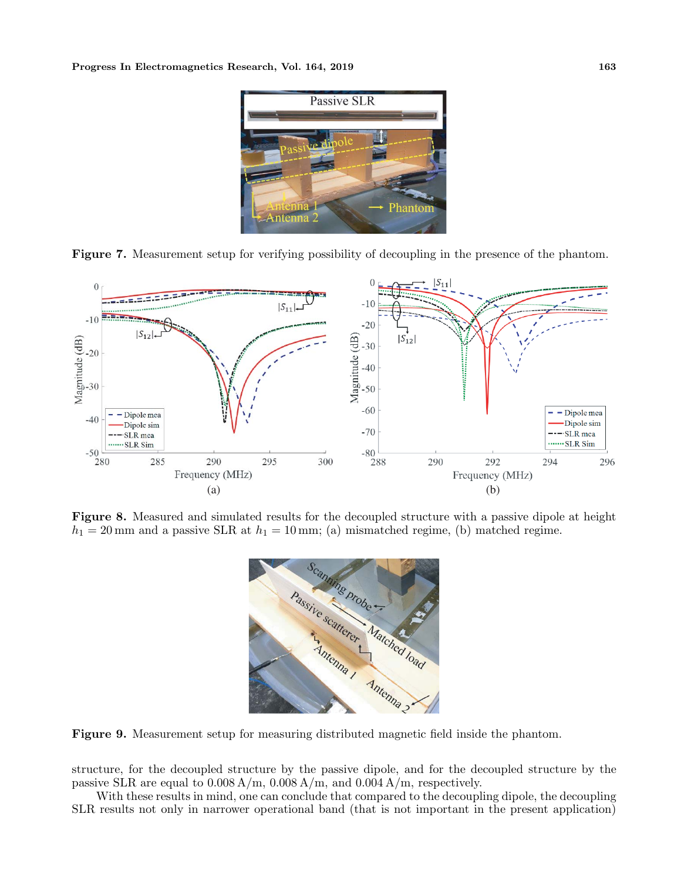Figure 7. Measurement setup for verifying possibility of decoupling in the presence of the phantom.

Figure 8. Measured and simulated results for the decoupled structure with a passive dipole at height $h_1 = 20$ mm and a passive SLR at $h_1 = 10$ mm; (a) mismatched regime, (b) matched regime.

Figure 9. Measurement setup for measuring distributed magnetic field inside the phantom.

structure, for the decoupled structure by the passive dipole, and for the decoupled structure by the passive SLR are equal to 0.008 A/m, 0.008 A/m, and 0.004 A/m, respectively.

With these results in mind, one can conclude that compared to the decoupling dipole, the decoupling SLR results not only in narrower operational band (that is not important in the present application)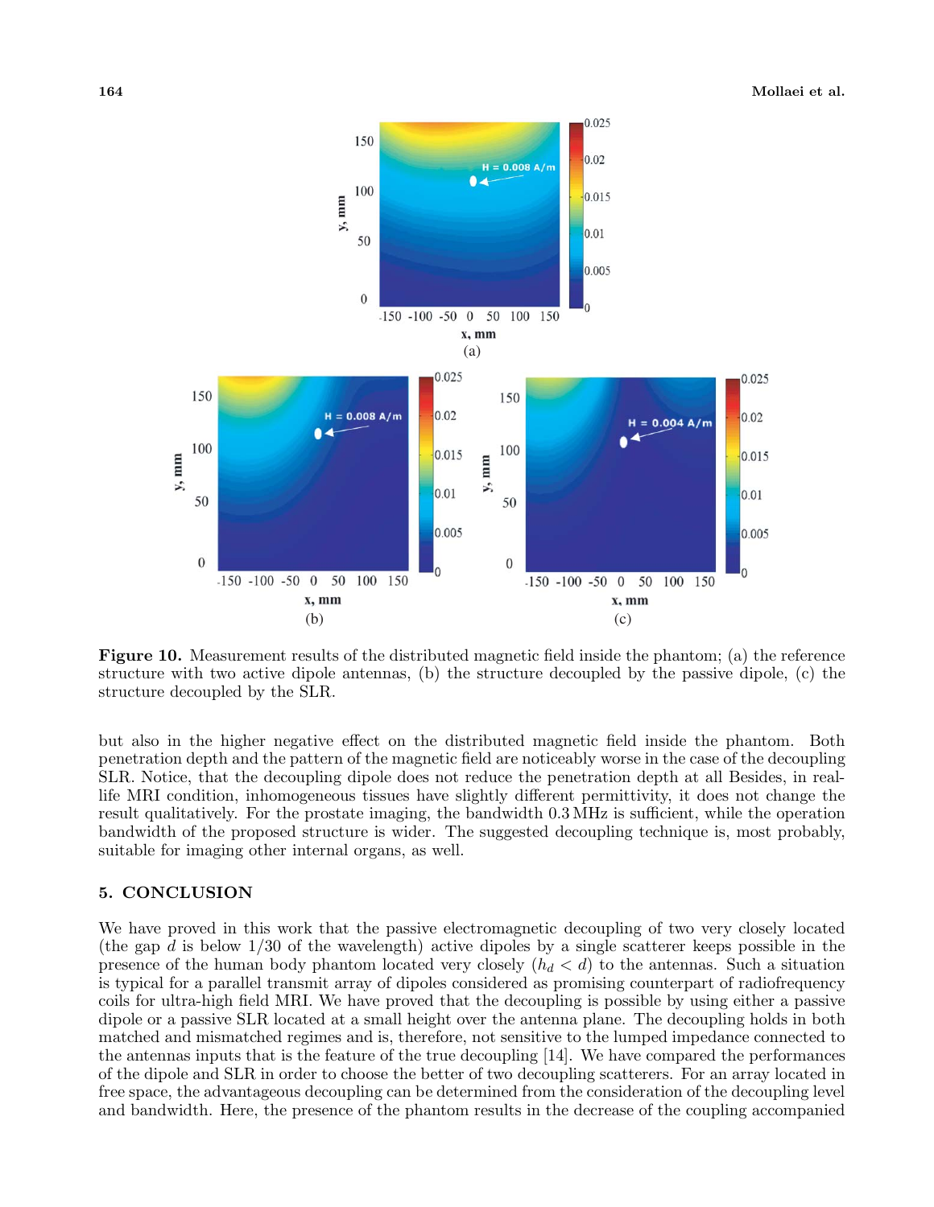**Figure 10.** Measurement results of the distributed magnetic field inside the phantom; (a) the reference structure with two active dipole antennas, (b) the structure decoupled by the passive dipole, (c) the structure decoupled by the SLR.

but also in the higher negative effect on the distributed magnetic field inside the phantom. Both penetration depth and the pattern of the magnetic field are noticeably worse in the case of the decoupling SLR. Notice, that the decoupling dipole does not reduce the penetration depth at all Besides, in real-life MRI condition, inhomogeneous tissues have slightly different permittivity, it does not change the result qualitatively. For the prostate imaging, the bandwidth 0.3 MHz is sufficient, while the operation bandwidth of the proposed structure is wider. The suggested decoupling technique is, most probably, suitable for imaging other internal organs, as well.

## 5. CONCLUSION

We have proved in this work that the passive electromagnetic decoupling of two very closely located (the gap $d$ is below 1/30 of the wavelength) active dipoles by a single scatterer keeps possible in the presence of the human body phantom located very closely ($h_d < d$) to the antennas. Such a situation is typical for a parallel transmit array of dipoles considered as promising counterpart of radiofrequency coils for ultra-high field MRI. We have proved that the decoupling is possible by using either a passive dipole or a passive SLR located at a small height over the antenna plane. The decoupling holds in both matched and mismatched regimes and is, therefore, not sensitive to the lumped impedance connected to the antennas inputs that is the feature of the true decoupling [14]. We have compared the performances of the dipole and SLR in order to choose the better of two decoupling scatterers. For an array located in free space, the advantageous decoupling can be determined from the consideration of the decoupling level and bandwidth. Here, the presence of the phantom results in the decrease of the coupling accompanied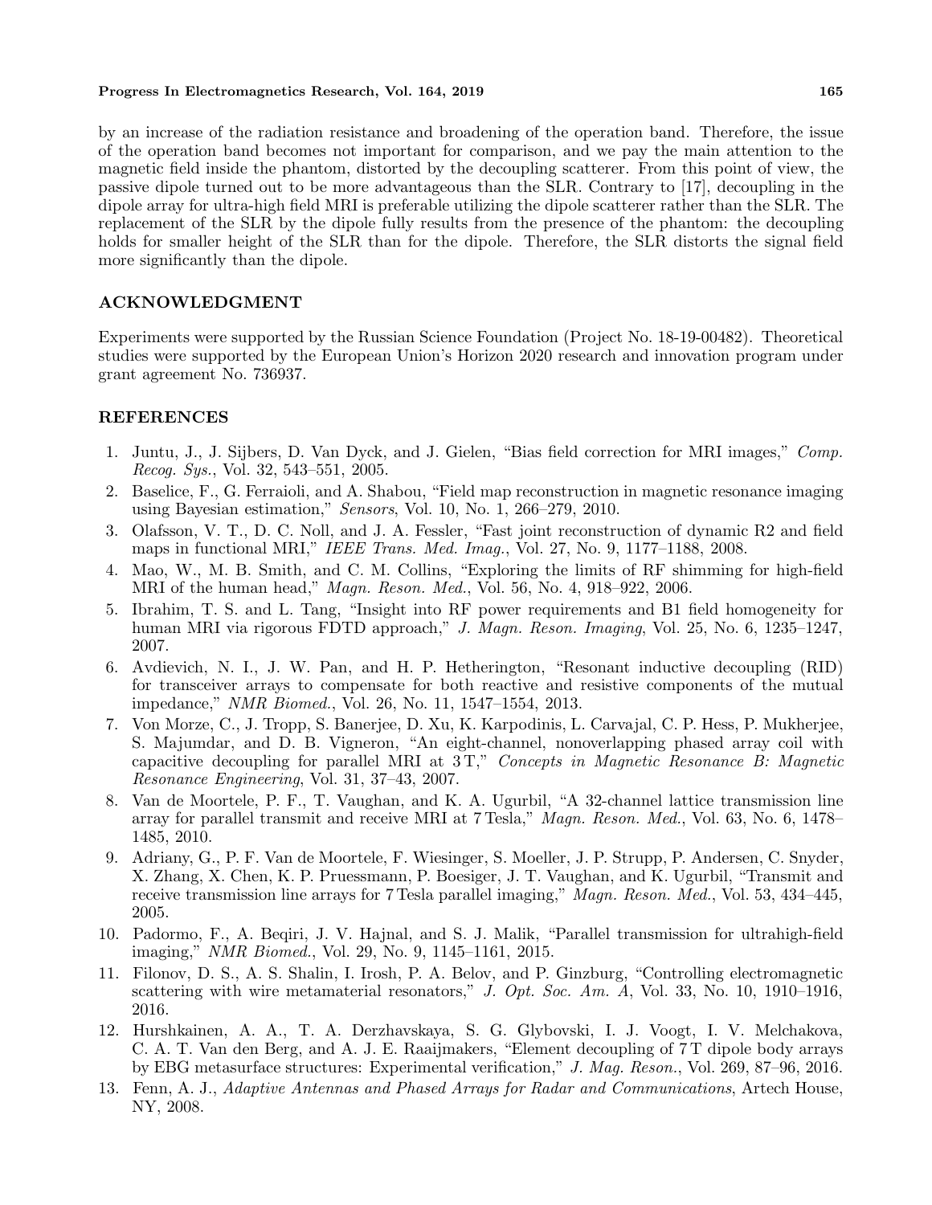by an increase of the radiation resistance and broadening of the operation band. Therefore, the issue of the operation band becomes not important for comparison, and we pay the main attention to the magnetic field inside the phantom, distorted by the decoupling scatterer. From this point of view, the passive dipole turned out to be more advantageous than the SLR. Contrary to [17], decoupling in the dipole array for ultra-high field MRI is preferable utilizing the dipole scatterer rather than the SLR. The replacement of the SLR by the dipole fully results from the presence of the phantom: the decoupling holds for smaller height of the SLR than for the dipole. Therefore, the SLR distorts the signal field more significantly than the dipole.

## ACKNOWLEDGMENT

Experiments were supported by the Russian Science Foundation (Project No. 18-19-00482). Theoretical studies were supported by the European Union's Horizon 2020 research and innovation program under grant agreement No. 736937.

## REFERENCES

1. Juntu, J., J. Sijbers, D. Van Dyck, and J. Gielen, "Bias field correction for MRI images," *Comp. Recog. Sys.*, Vol. 32, 543–551, 2005.
2. Baselice, F., G. Ferraioli, and A. Shabou, "Field map reconstruction in magnetic resonance imaging using Bayesian estimation," *Sensors*, Vol. 10, No. 1, 266–279, 2010.
3. Olafsson, V. T., D. C. Noll, and J. A. Fessler, "Fast joint reconstruction of dynamic R2 and field maps in functional MRI," *IEEE Trans. Med. Imag.*, Vol. 27, No. 9, 1177–1188, 2008.
4. Mao, W., M. B. Smith, and C. M. Collins, "Exploring the limits of RF shimming for high-field MRI of the human head," *Magn. Reson. Med.*, Vol. 56, No. 4, 918–922, 2006.
5. Ibrahim, T. S. and L. Tang, "Insight into RF power requirements and B1 field homogeneity for human MRI via rigorous FDTD approach," *J. Magn. Reson. Imaging*, Vol. 25, No. 6, 1235–1247, 2007.
6. Avdievich, N. I., J. W. Pan, and H. P. Hetherington, "Resonant inductive decoupling (RID) for transceiver arrays to compensate for both reactive and resistive components of the mutual impedance," *NMR Biomed.*, Vol. 26, No. 11, 1547–1554, 2013.
7. Von Morze, C., J. Tropp, S. Banerjee, D. Xu, K. Karpodinis, L. Carvajal, C. P. Hess, P. Mukherjee, S. Majumdar, and D. B. Vigneron, "An eight-channel, nonoverlapping phased array coil with capacitive decoupling for parallel MRI at 3 T," *Concepts in Magnetic Resonance B: Magnetic Resonance Engineering*, Vol. 31, 37–43, 2007.
8. Van de Moortele, P. F., T. Vaughan, and K. A. Ugurbil, "A 32-channel lattice transmission line array for parallel transmit and receive MRI at 7 Tesla," *Magn. Reson. Med.*, Vol. 63, No. 6, 1478–1485, 2010.
9. Adriany, G., P. F. Van de Moortele, F. Wiesinger, S. Moeller, J. P. Strupp, P. Andersen, C. Snyder, X. Zhang, X. Chen, K. P. Pruessmann, P. Boesiger, J. T. Vaughan, and K. Ugurbil, "Transmit and receive transmission line arrays for 7 Tesla parallel imaging," *Magn. Reson. Med.*, Vol. 53, 434–445, 2005.
10. Padormo, F., A. Beqiri, J. V. Hajnal, and S. J. Malik, "Parallel transmission for ultrahigh-field imaging," *NMR Biomed.*, Vol. 29, No. 9, 1145–1161, 2015.
11. Filonov, D. S., A. S. Shalin, I. Irosh, P. A. Belov, and P. Ginzburg, "Controlling electromagnetic scattering with wire metamaterial resonators," *J. Opt. Soc. Am. A*, Vol. 33, No. 10, 1910–1916, 2016.
12. Hurshkainen, A. A., T. A. Derzhavskaya, S. G. Glybovski, I. J. Voogt, I. V. Melchakova, C. A. T. Van den Berg, and A. J. E. Raaijmakers, "Element decoupling of 7 T dipole body arrays by EBG metasurface structures: Experimental verification," *J. Mag. Reson.*, Vol. 269, 87–96, 2016.
13. Fenn, A. J., *Adaptive Antennas and Phased Arrays for Radar and Communications*, Artech House, NY, 2008.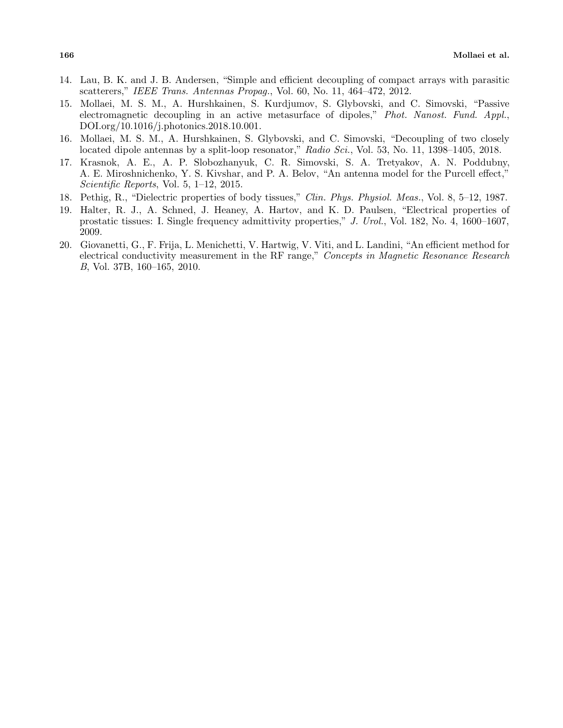14. Lau, B. K. and J. B. Andersen, "Simple and efficient decoupling of compact arrays with parasitic scatterers," *IEEE Trans. Antennas Propag.*, Vol. 60, No. 11, 464–472, 2012.
15. Mollaei, M. S. M., A. Hurshkainen, S. Kurdjumov, S. Glybovski, and C. Simovski, "Passive electromagnetic decoupling in an active metasurface of dipoles," *Phot. Nanost. Fund. Appl.*, DOI.org/10.1016/j.photonics.2018.10.001.
16. Mollaei, M. S. M., A. Hurshkainen, S. Glybovski, and C. Simovski, "Decoupling of two closely located dipole antennas by a split-loop resonator," *Radio Sci.*, Vol. 53, No. 11, 1398–1405, 2018.
17. Krasnok, A. E., A. P. Slobozhanyuk, C. R. Simovski, S. A. Tretyakov, A. N. Poddubny, A. E. Miroshnichenko, Y. S. Kivshar, and P. A. Belov, "An antenna model for the Purcell effect," *Scientific Reports*, Vol. 5, 1–12, 2015.
18. Pethig, R., "Dielectric properties of body tissues," *Clin. Phys. Physiol. Meas.*, Vol. 8, 5–12, 1987.
19. Halter, R. J., A. Schned, J. Heaney, A. Hartov, and K. D. Paulsen, "Electrical properties of prostatic tissues: I. Single frequency admittivity properties," *J. Urol.*, Vol. 182, No. 4, 1600–1607, 2009.
20. Giovanetti, G., F. Frija, L. Menichetti, V. Hartwig, V. Viti, and L. Landini, "An efficient method for electrical conductivity measurement in the RF range," *Concepts in Magnetic Resonance Research B*, Vol. 37B, 160–165, 2010.